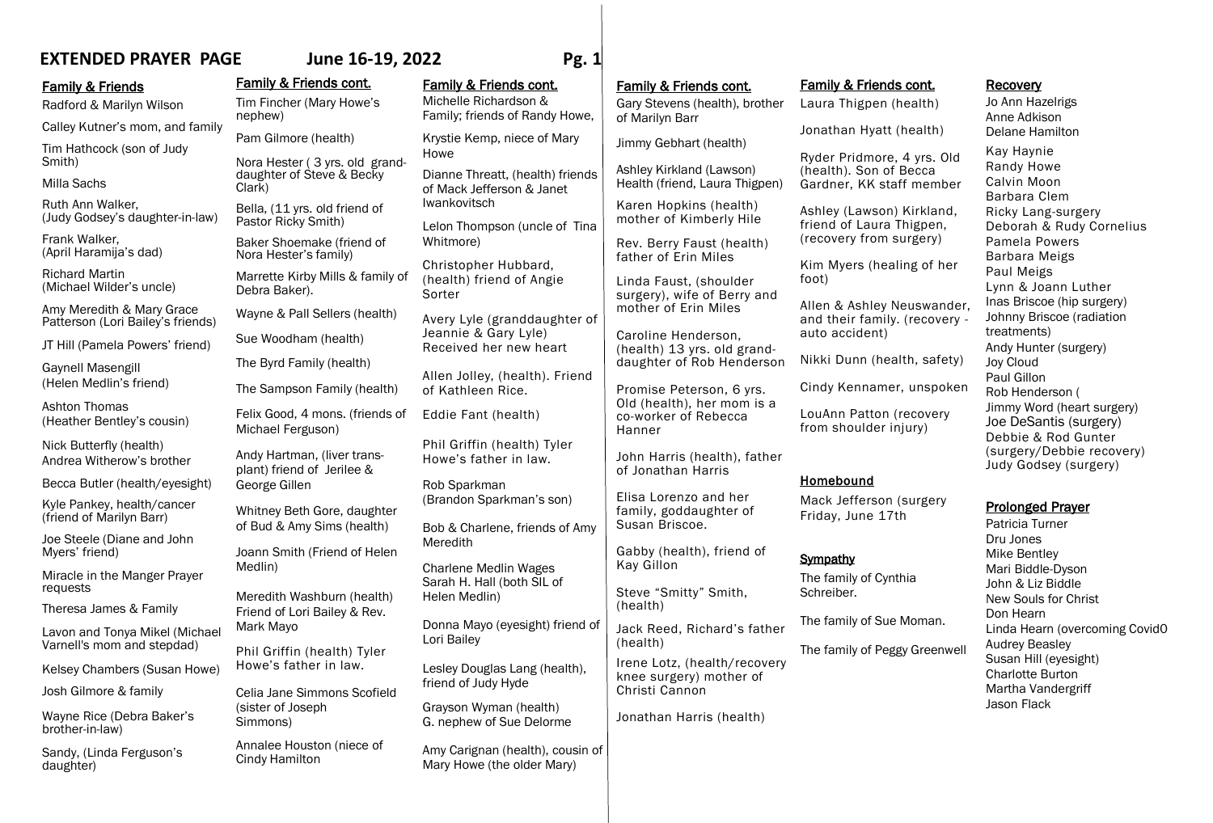# EXTENDED PRAYER PAGE June 16-19, 2022

## Family & Friends

Radford & Marilyn Wilson

Calley Kutner's mom, and family

Tim Hathcock (son of Judy Smith)

Milla Sachs

Ruth Ann Walker, (Judy Godsey's daughter-in-law)

Frank Walker, (April Haramija's dad)

Richard Martin (Michael Wilder's uncle)

Amy Meredith & Mary Grace Patterson (Lori Bailey's friends)

JT Hill (Pamela Powers' friend)

Gaynell Masengill (Helen Medlin's friend)

Ashton Thomas (Heather Bentley's cousin)

Nick Butterfly (health) Andrea Witherow's brother

Becca Butler (health/eyesight)

Kyle Pankey, health/cancer (friend of Marilyn Barr)

Joe Steele (Diane and John Myers' friend)

Miracle in the Manger Prayer requests

Theresa James & Family

Lavon and Tonya Mikel (Michael Varnell's mom and stepdad)

Kelsey Chambers (Susan Howe)

Josh Gilmore & family

Wayne Rice (Debra Baker's brother-in-law)

Sandy, (Linda Ferguson's daughter)

## Family & Friends cont.

Tim Fincher (Mary Howe's nephew)

Pam Gilmore (health)

Nora Hester ( 3 yrs. old grand-daughter of Steve & Becky Clark)

Bella, (11 yrs. old friend of Pastor Ricky Smith)

Baker Shoemake (friend of Nora Hester's family)

Marrette Kirby Mills & family of Debra Baker).

Wayne & Pall Sellers (health)

Sue Woodham (health)

The Byrd Family (health)

The Sampson Family (health)

Felix Good, 4 mons. (friends of Michael Ferguson)

Andy Hartman, (liver trans-plant) friend of Jerilee & George Gillen

Whitney Beth Gore, daughter of Bud & Amy Sims (health)

Joann Smith (Friend of Helen Medlin)

Meredith Washburn (health) Friend of Lori Bailey & Rev. Mark Mayo

Phil Griffin (health) Tyler Howe's father in law.

Celia Jane Simmons Scofield (sister of Joseph Simmons)

Annalee Houston (niece of Cindy Hamilton

## Family & Friends cont.

Michelle Richardson & Family; friends of Randy Howe,

Krystie Kemp, niece of Mary Howe

Dianne Threatt, (health) friends of Mack Jefferson & Janet Iwankovitsch

Lelon Thompson (uncle of Tina Whitmore)

Christopher Hubbard, (health) friend of Angie Sorter

Avery Lyle (granddaughter of Jeannie & Gary Lyle) Received her new heart

Allen Jolley, (health). Friend of Kathleen Rice.

Eddie Fant (health)

Phil Griffin (health) Tyler Howe's father in law.

Rob Sparkman (Brandon Sparkman's son)

Bob & Charlene, friends of Amy Meredith

Charlene Medlin Wages Sarah H. Hall (both SIL of Helen Medlin)

Donna Mayo (eyesight) friend of Lori Bailey

Lesley Douglas Lang (health), friend of Judy Hyde

Grayson Wyman (health) G. nephew of Sue Delorme

Amy Carignan (health), cousin of Mary Howe (the older Mary)

## Family & Friends cont.

Gary Stevens (health), brother of Marilyn Barr

Jimmy Gebhart (health)

Ashley Kirkland (Lawson) Health (friend, Laura Thigpen)

Karen Hopkins (health) mother of Kimberly Hile

Rev. Berry Faust (health) father of Erin Miles

Linda Faust, (shoulder surgery), wife of Berry and mother of Erin Miles

Caroline Henderson, (health) 13 yrs. old grand-daughter of Rob Henderson

Promise Peterson, 6 yrs. Old (health), her mom is a co-worker of Rebecca Hanner

John Harris (health), father of Jonathan Harris

Elisa Lorenzo and her family, goddaughter of Susan Briscoe.

Gabby (health), friend of Kay Gillon

Steve "Smitty" Smith, (health)

Jack Reed, Richard's father (health)

Irene Lotz, (health/recovery knee surgery) mother of Christi Cannon

Jonathan Harris (health)

## Family & Friends cont.

Laura Thigpen (health)

Jonathan Hyatt (health)

Ryder Pridmore, 4 yrs. Old (health). Son of Becca Gardner, KK staff member

Ashley (Lawson) Kirkland, friend of Laura Thigpen, (recovery from surgery)

Kim Myers (healing of her foot)

Allen & Ashley Neuswander, and their family. (recovery - auto accident)

Nikki Dunn (health, safety)

Cindy Kennamer, unspoken

LouAnn Patton (recovery from shoulder injury)

## Homebound

Mack Jefferson (surgery Friday, June 17th

## Sympathy

The family of Cynthia Schreiber.

The family of Sue Moman.

The family of Peggy Greenwell

## Recovery

Jo Ann Hazelrigs
Anne Adkison
Delane Hamilton
Kay Haynie
Randy Howe
Calvin Moon
Barbara Clem
Ricky Lang-surgery
Deborah & Rudy Cornelius
Pamela Powers
Barbara Meigs
Paul Meigs
Lynn & Joann Luther
Inas Briscoe (hip surgery)
Johnny Briscoe (radiation treatments)
Andy Hunter (surgery)
Joy Cloud
Paul Gillon
Rob Henderson (
Jimmy Word (heart surgery)
Joe DeSantis (surgery)
Debbie & Rod Gunter (surgery/Debbie recovery)
Judy Godsey (surgery)

## Prolonged Prayer

Patricia Turner
Dru Jones
Mike Bentley
Mari Biddle-Dyson
John & Liz Biddle
New Souls for Christ
Don Hearn
Linda Hearn (overcoming CovidO
Audrey Beasley
Susan Hill (eyesight)
Charlotte Burton
Martha Vandergriff
Jason Flack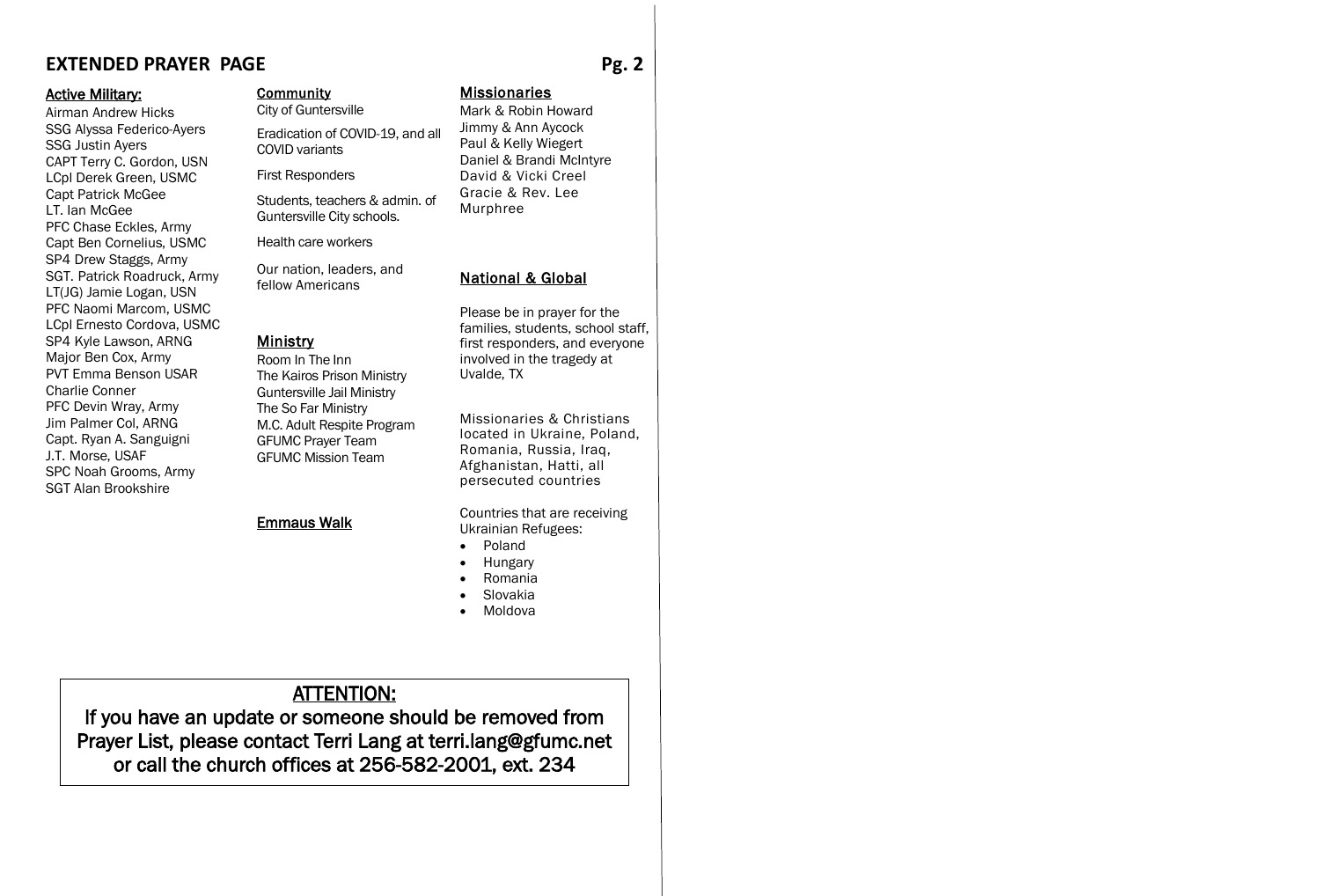# EXTENDED PRAYER PAGE

**Active Military:**

Airman Andrew Hicks
SSG Alyssa Federico-Ayers
SSG Justin Ayers
CAPT Terry C. Gordon, USN
LCpl Derek Green, USMC
Capt Patrick McGee
LT. Ian McGee
PFC Chase Eckles, Army
Capt Ben Cornelius, USMC
SP4 Drew Staggs, Army
SGT. Patrick Roadruck, Army
LT(JG) Jamie Logan, USN
PFC Naomi Marcom, USMC
LCpl Ernesto Cordova, USMC
SP4 Kyle Lawson, ARNG
Major Ben Cox, Army
PVT Emma Benson USAR
Charlie Conner
PFC Devin Wray, Army
Jim Palmer Col, ARNG
Capt. Ryan A. Sanguigni
J.T. Morse, USAF
SPC Noah Grooms, Army
SGT Alan Brookshire

**Community**

City of Guntersville

Eradication of COVID-19, and all COVID variants

First Responders

Students, teachers & admin. of Guntersville City schools.

Health care workers

Our nation, leaders, and fellow Americans

**Ministry**

Room In The Inn
The Kairos Prison Ministry
Guntersville Jail Ministry
The So Far Ministry
M.C. Adult Respite Program
GFUMC Prayer Team
GFUMC Mission Team

**Emmaus Walk**

**Missionaries**

Mark & Robin Howard
Jimmy & Ann Aycock
Paul & Kelly Wiegert
Daniel & Brandi McIntyre
David & Vicki Creel
Gracie & Rev. Lee Murphree

**National & Global**

Please be in prayer for the families, students, school staff, first responders, and everyone involved in the tragedy at Uvalde, TX

Missionaries & Christians located in Ukraine, Poland, Romania, Russia, Iraq, Afghanistan, Hatti, all persecuted countries

Countries that are receiving Ukrainian Refugees:

- Poland
- Hungary
- Romania
- Slovakia
- Moldova

**ATTENTION:**

If you have an update or someone should be removed from Prayer List, please contact Terri Lang at terri.lang@gfumc.net or call the church offices at 256-582-2001, ext. 234